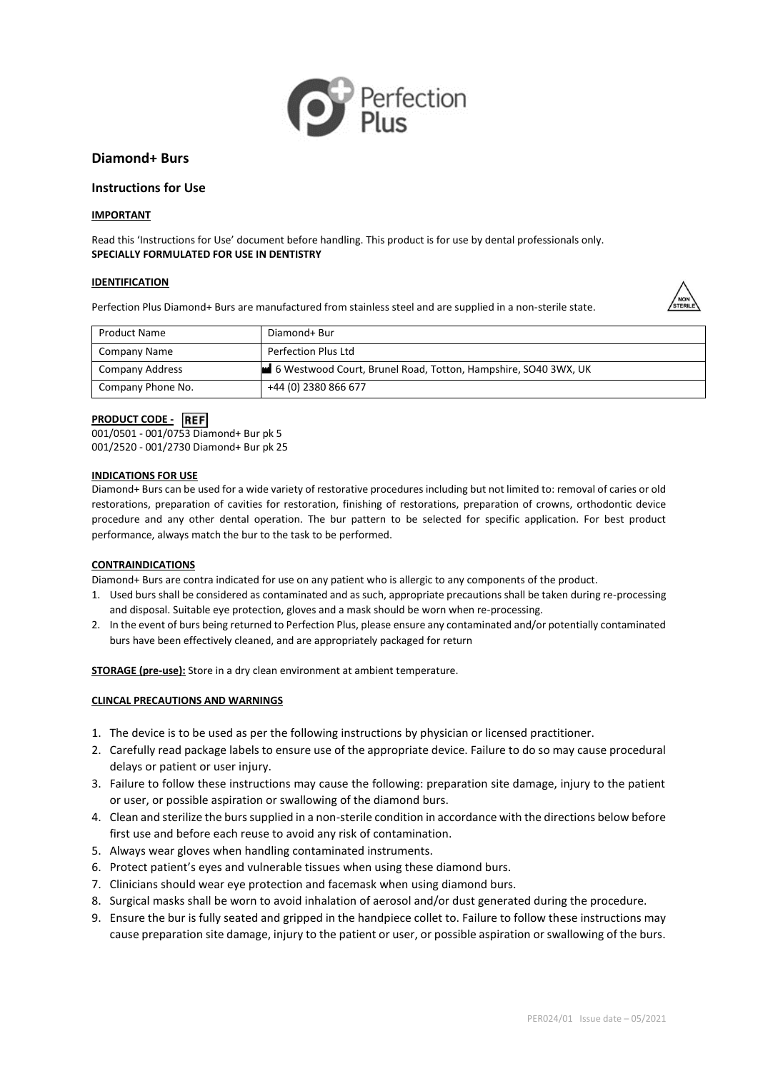Perfection Plus

## Diamond+ Burs

## Instructions for Use

**IMPORTANT**

Read this 'Instructions for Use' document before handling. This product is for use by dental professionals only.
**SPECIALLY FORMULATED FOR USE IN DENTISTRY**

**IDENTIFICATION**

Perfection Plus Diamond+ Burs are manufactured from stainless steel and are supplied in a non-sterile state.

NON STERILE

| Product Name | Diamond+ Bur |
|---|---|
| Company Name | Perfection Plus Ltd |
| Company Address | 6 Westwood Court, Brunel Road, Totton, Hampshire, SO40 3WX, UK |
| Company Phone No. | +44 (0) 2380 866 677 |

**PRODUCT CODE - REF**

001/0501 - 001/0753 Diamond+ Bur pk 5
001/2520 - 001/2730 Diamond+ Bur pk 25

**INDICATIONS FOR USE**

Diamond+ Burs can be used for a wide variety of restorative procedures including but not limited to: removal of caries or old restorations, preparation of cavities for restoration, finishing of restorations, preparation of crowns, orthodontic device procedure and any other dental operation. The bur pattern to be selected for specific application. For best product performance, always match the bur to the task to be performed.

**CONTRAINDICATIONS**

Diamond+ Burs are contra indicated for use on any patient who is allergic to any components of the product.

1. Used burs shall be considered as contaminated and as such, appropriate precautions shall be taken during re-processing and disposal. Suitable eye protection, gloves and a mask should be worn when re-processing.
2. In the event of burs being returned to Perfection Plus, please ensure any contaminated and/or potentially contaminated burs have been effectively cleaned, and are appropriately packaged for return

**STORAGE (pre-use):** Store in a dry clean environment at ambient temperature.

**CLINCAL PRECAUTIONS AND WARNINGS**

1. The device is to be used as per the following instructions by physician or licensed practitioner.
2. Carefully read package labels to ensure use of the appropriate device. Failure to do so may cause procedural delays or patient or user injury.
3. Failure to follow these instructions may cause the following: preparation site damage, injury to the patient or user, or possible aspiration or swallowing of the diamond burs.
4. Clean and sterilize the burs supplied in a non-sterile condition in accordance with the directions below before first use and before each reuse to avoid any risk of contamination.
5. Always wear gloves when handling contaminated instruments.
6. Protect patient's eyes and vulnerable tissues when using these diamond burs.
7. Clinicians should wear eye protection and facemask when using diamond burs.
8. Surgical masks shall be worn to avoid inhalation of aerosol and/or dust generated during the procedure.
9. Ensure the bur is fully seated and gripped in the handpiece collet to. Failure to follow these instructions may cause preparation site damage, injury to the patient or user, or possible aspiration or swallowing of the burs.

PER024/01 Issue date – 05/2021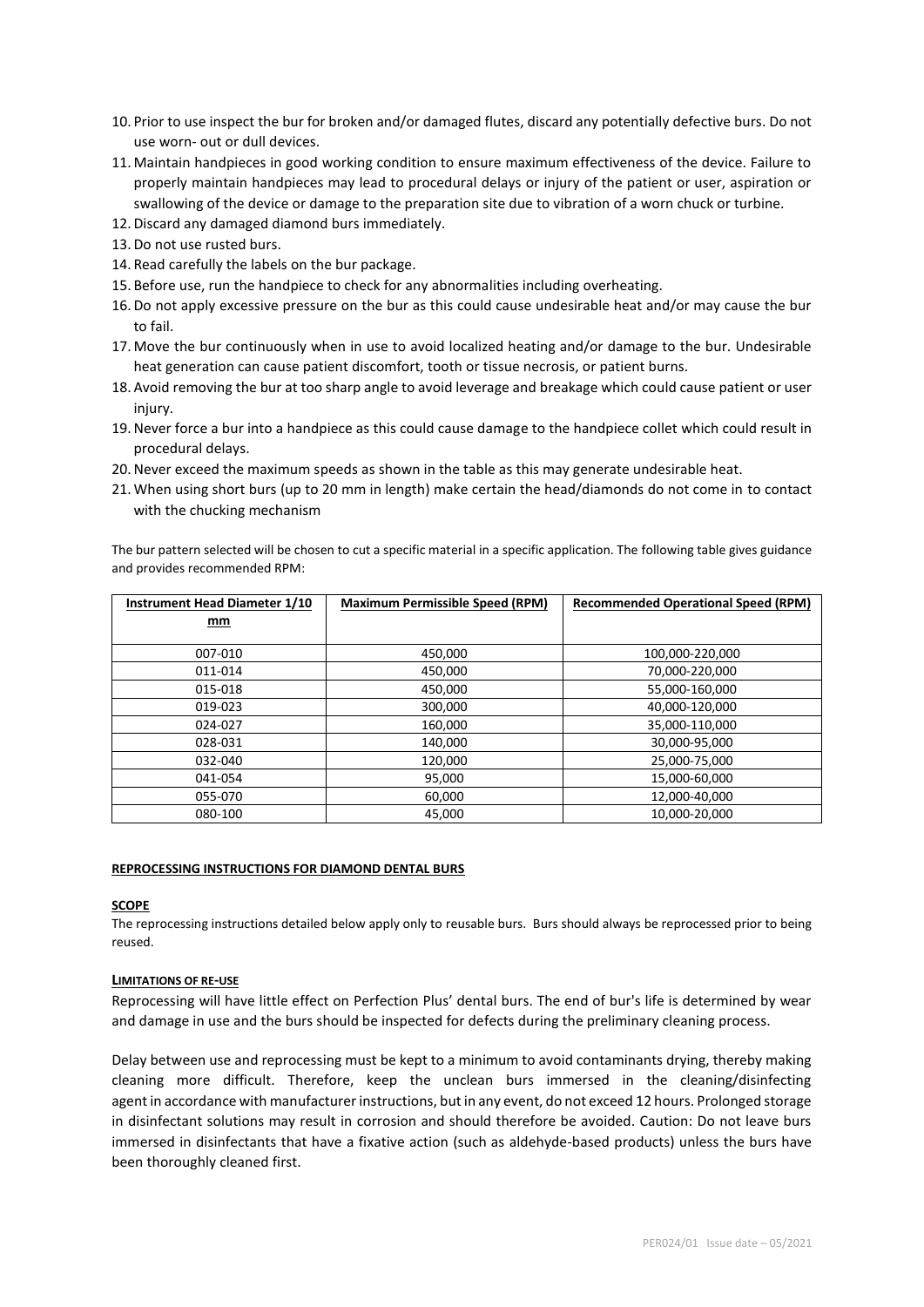10. Prior to use inspect the bur for broken and/or damaged flutes, discard any potentially defective burs. Do not use worn- out or dull devices.
11. Maintain handpieces in good working condition to ensure maximum effectiveness of the device. Failure to properly maintain handpieces may lead to procedural delays or injury of the patient or user, aspiration or swallowing of the device or damage to the preparation site due to vibration of a worn chuck or turbine.
12. Discard any damaged diamond burs immediately.
13. Do not use rusted burs.
14. Read carefully the labels on the bur package.
15. Before use, run the handpiece to check for any abnormalities including overheating.
16. Do not apply excessive pressure on the bur as this could cause undesirable heat and/or may cause the bur to fail.
17. Move the bur continuously when in use to avoid localized heating and/or damage to the bur. Undesirable heat generation can cause patient discomfort, tooth or tissue necrosis, or patient burns.
18. Avoid removing the bur at too sharp angle to avoid leverage and breakage which could cause patient or user injury.
19. Never force a bur into a handpiece as this could cause damage to the handpiece collet which could result in procedural delays.
20. Never exceed the maximum speeds as shown in the table as this may generate undesirable heat.
21. When using short burs (up to 20 mm in length) make certain the head/diamonds do not come in to contact with the chucking mechanism

The bur pattern selected will be chosen to cut a specific material in a specific application. The following table gives guidance and provides recommended RPM:

| Instrument Head Diameter 1/10 mm | Maximum Permissible Speed (RPM) | Recommended Operational Speed (RPM) |
|---|---|---|
| 007-010 | 450,000 | 100,000-220,000 |
| 011-014 | 450,000 | 70,000-220,000 |
| 015-018 | 450,000 | 55,000-160,000 |
| 019-023 | 300,000 | 40,000-120,000 |
| 024-027 | 160,000 | 35,000-110,000 |
| 028-031 | 140,000 | 30,000-95,000 |
| 032-040 | 120,000 | 25,000-75,000 |
| 041-054 | 95,000 | 15,000-60,000 |
| 055-070 | 60,000 | 12,000-40,000 |
| 080-100 | 45,000 | 10,000-20,000 |

## REPROCESSING INSTRUCTIONS FOR DIAMOND DENTAL BURS

### SCOPE

The reprocessing instructions detailed below apply only to reusable burs. Burs should always be reprocessed prior to being reused.

### LIMITATIONS OF RE-USE

Reprocessing will have little effect on Perfection Plus' dental burs. The end of bur's life is determined by wear and damage in use and the burs should be inspected for defects during the preliminary cleaning process.

Delay between use and reprocessing must be kept to a minimum to avoid contaminants drying, thereby making cleaning more difficult. Therefore, keep the unclean burs immersed in the cleaning/disinfecting agent in accordance with manufacturer instructions, but in any event, do not exceed 12 hours. Prolonged storage in disinfectant solutions may result in corrosion and should therefore be avoided. Caution: Do not leave burs immersed in disinfectants that have a fixative action (such as aldehyde-based products) unless the burs have been thoroughly cleaned first.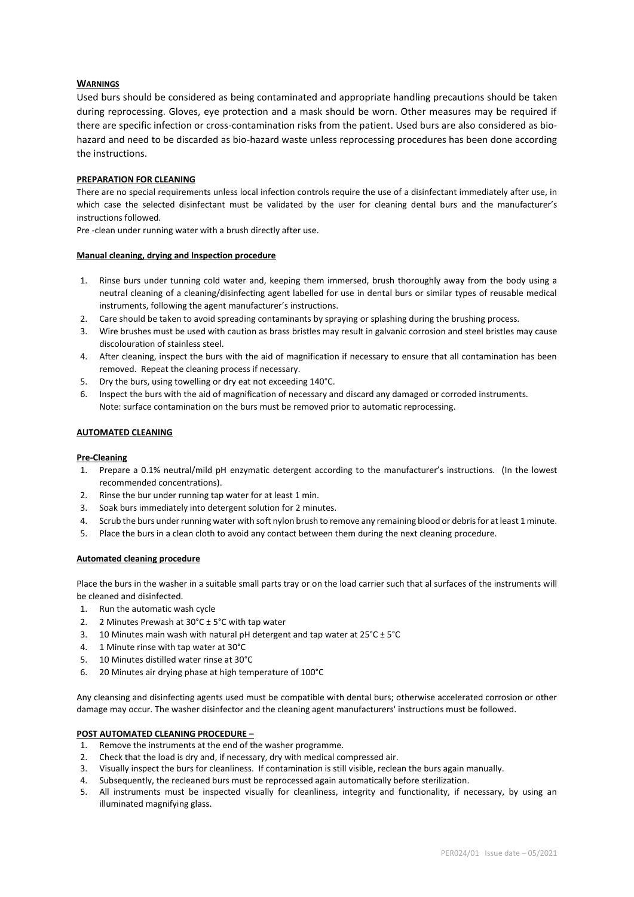## **WARNINGS**

Used burs should be considered as being contaminated and appropriate handling precautions should be taken during reprocessing. Gloves, eye protection and a mask should be worn. Other measures may be required if there are specific infection or cross-contamination risks from the patient. Used burs are also considered as bio-hazard and need to be discarded as bio-hazard waste unless reprocessing procedures has been done according the instructions.

## **PREPARATION FOR CLEANING**

There are no special requirements unless local infection controls require the use of a disinfectant immediately after use, in which case the selected disinfectant must be validated by the user for cleaning dental burs and the manufacturer's instructions followed.

Pre -clean under running water with a brush directly after use.

### **Manual cleaning, drying and Inspection procedure**

1. Rinse burs under tunning cold water and, keeping them immersed, brush thoroughly away from the body using a neutral cleaning of a cleaning/disinfecting agent labelled for use in dental burs or similar types of reusable medical instruments, following the agent manufacturer's instructions.
2. Care should be taken to avoid spreading contaminants by spraying or splashing during the brushing process.
3. Wire brushes must be used with caution as brass bristles may result in galvanic corrosion and steel bristles may cause discolouration of stainless steel.
4. After cleaning, inspect the burs with the aid of magnification if necessary to ensure that all contamination has been removed. Repeat the cleaning process if necessary.
5. Dry the burs, using towelling or dry eat not exceeding 140°C.
6. Inspect the burs with the aid of magnification of necessary and discard any damaged or corroded instruments.
   Note: surface contamination on the burs must be removed prior to automatic reprocessing.

## **AUTOMATED CLEANING**

### **Pre-Cleaning**

1. Prepare a 0.1% neutral/mild pH enzymatic detergent according to the manufacturer's instructions. (In the lowest recommended concentrations).
2. Rinse the bur under running tap water for at least 1 min.
3. Soak burs immediately into detergent solution for 2 minutes.
4. Scrub the burs under running water with soft nylon brush to remove any remaining blood or debris for at least 1 minute.
5. Place the burs in a clean cloth to avoid any contact between them during the next cleaning procedure.

### **Automated cleaning procedure**

Place the burs in the washer in a suitable small parts tray or on the load carrier such that al surfaces of the instruments will be cleaned and disinfected.

1. Run the automatic wash cycle
2. 2 Minutes Prewash at 30°C ± 5°C with tap water
3. 10 Minutes main wash with natural pH detergent and tap water at 25°C ± 5°C
4. 1 Minute rinse with tap water at 30°C
5. 10 Minutes distilled water rinse at 30°C
6. 20 Minutes air drying phase at high temperature of 100°C

Any cleansing and disinfecting agents used must be compatible with dental burs; otherwise accelerated corrosion or other damage may occur. The washer disinfector and the cleaning agent manufacturers' instructions must be followed.

## **POST AUTOMATED CLEANING PROCEDURE –**

1. Remove the instruments at the end of the washer programme.
2. Check that the load is dry and, if necessary, dry with medical compressed air.
3. Visually inspect the burs for cleanliness. If contamination is still visible, reclean the burs again manually.
4. Subsequently, the recleaned burs must be reprocessed again automatically before sterilization.
5. All instruments must be inspected visually for cleanliness, integrity and functionality, if necessary, by using an illuminated magnifying glass.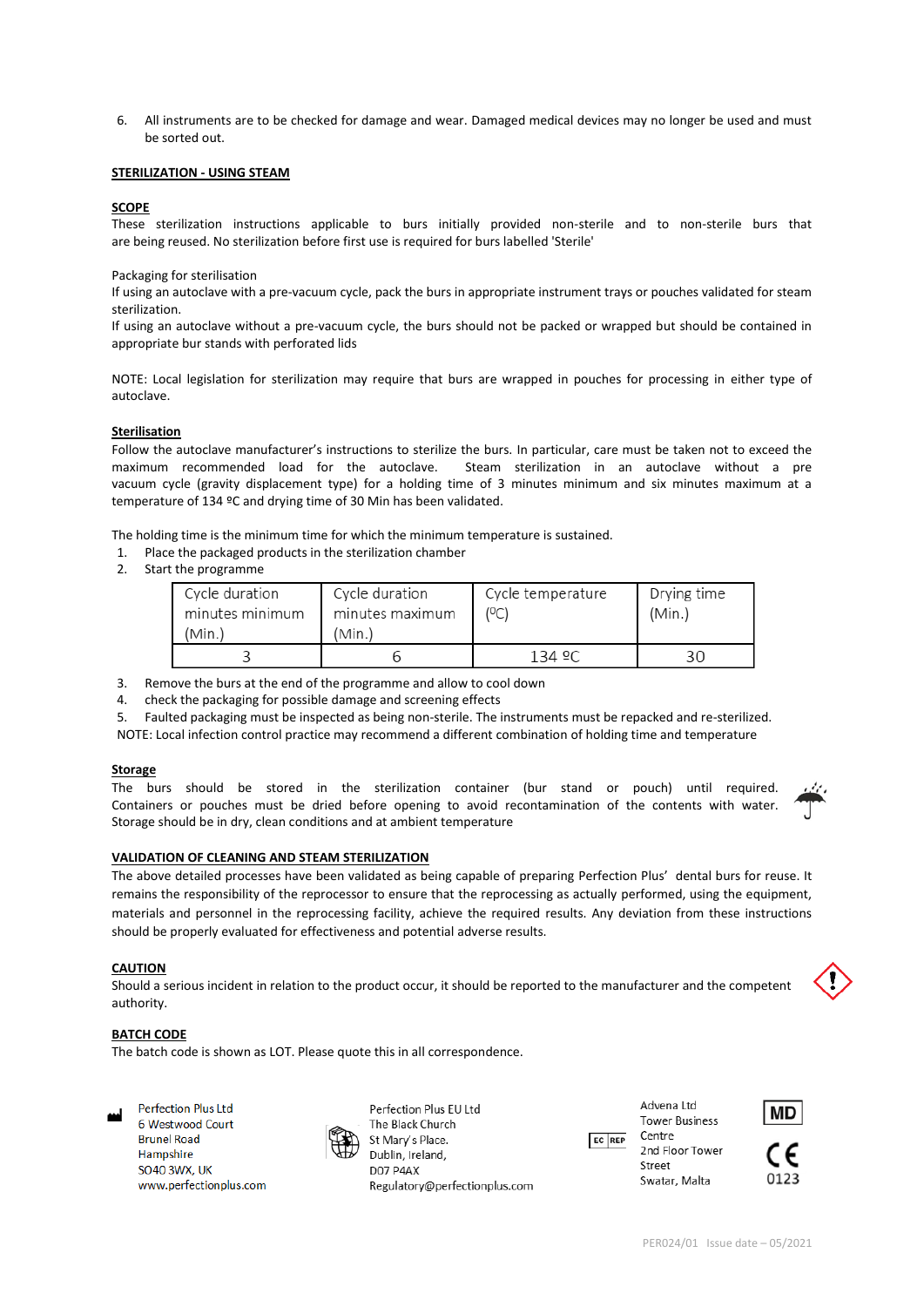6. All instruments are to be checked for damage and wear. Damaged medical devices may no longer be used and must be sorted out.

## STERILIZATION - USING STEAM

### SCOPE

These sterilization instructions applicable to burs initially provided non-sterile and to non-sterile burs that are being reused. No sterilization before first use is required for burs labelled 'Sterile'

Packaging for sterilisation

If using an autoclave with a pre-vacuum cycle, pack the burs in appropriate instrument trays or pouches validated for steam sterilization.

If using an autoclave without a pre-vacuum cycle, the burs should not be packed or wrapped but should be contained in appropriate bur stands with perforated lids

NOTE: Local legislation for sterilization may require that burs are wrapped in pouches for processing in either type of autoclave.

### Sterilisation

Follow the autoclave manufacturer's instructions to sterilize the burs. In particular, care must be taken not to exceed the maximum recommended load for the autoclave. Steam sterilization in an autoclave without a pre vacuum cycle (gravity displacement type) for a holding time of 3 minutes minimum and six minutes maximum at a temperature of 134 ºC and drying time of 30 Min has been validated.

The holding time is the minimum time for which the minimum temperature is sustained.

1. Place the packaged products in the sterilization chamber
2. Start the programme

| Cycle duration minutes minimum (Min.) | Cycle duration minutes maximum (Min.) | Cycle temperature (ºC) | Drying time (Min.) |
|---|---|---|---|
| 3 | 6 | 134 ºC | 30 |

3. Remove the burs at the end of the programme and allow to cool down
4. check the packaging for possible damage and screening effects
5. Faulted packaging must be inspected as being non-sterile. The instruments must be repacked and re-sterilized.

NOTE: Local infection control practice may recommend a different combination of holding time and temperature

### Storage

The burs should be stored in the sterilization container (bur stand or pouch) until required. Containers or pouches must be dried before opening to avoid recontamination of the contents with water. Storage should be in dry, clean conditions and at ambient temperature

## VALIDATION OF CLEANING AND STEAM STERILIZATION

The above detailed processes have been validated as being capable of preparing Perfection Plus' dental burs for reuse. It remains the responsibility of the reprocessor to ensure that the reprocessing as actually performed, using the equipment, materials and personnel in the reprocessing facility, achieve the required results. Any deviation from these instructions should be properly evaluated for effectiveness and potential adverse results.

## CAUTION

Should a serious incident in relation to the product occur, it should be reported to the manufacturer and the competent authority.

## BATCH CODE

The batch code is shown as LOT. Please quote this in all correspondence.

Perfection Plus Ltd
6 Westwood Court
Brunel Road
Hampshire
SO40 3WX, UK
www.perfectionplus.com

Perfection Plus EU Ltd
The Black Church
St Mary's Place.
Dublin, Ireland,
D07 P4AX
Regulatory@perfectionplus.com

EC REP
Advena Ltd
Tower Business Centre
2nd Floor Tower Street
Swatar, Malta

MD

CE 0123

PER024/01 Issue date – 05/2021